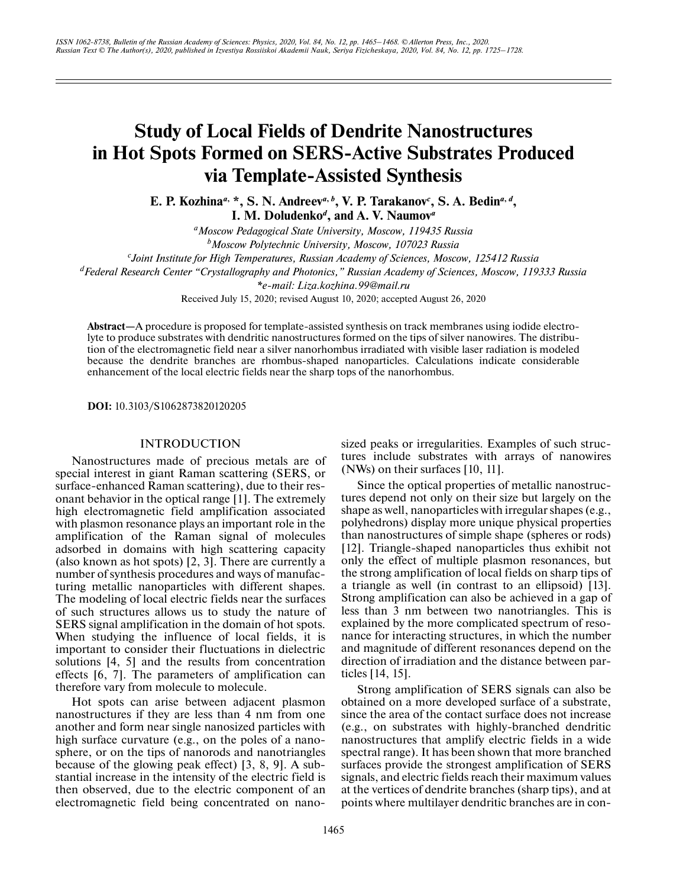# Study of Local Fields of Dendrite Nanostructures in Hot Spots Formed on SERS-Active Substrates Produced via Template-Assisted Synthesis

**E. P. Kozhina[a, *], S. N. Andreev[a, b], V. P. Tarakanov[c], S. A. Bedin[a, d], I. M. Doludenko[d], and A. V. Naumov[a]**

[a] *Moscow Pedagogical State University, Moscow, 119435 Russia*

[b] *Moscow Polytechnic University, Moscow, 107023 Russia*

[c] *Joint Institute for High Temperatures, Russian Academy of Sciences, Moscow, 125412 Russia*

[d] *Federal Research Center "Crystallography and Photonics," Russian Academy of Sciences, Moscow, 119333 Russia*

*\*e-mail: Liza.kozhina.99@mail.ru*

Received July 15, 2020; revised August 10, 2020; accepted August 26, 2020

**Abstract**—A procedure is proposed for template-assisted synthesis on track membranes using iodide electrolyte to produce substrates with dendritic nanostructures formed on the tips of silver nanowires. The distribution of the electromagnetic field near a silver nanorhombus irradiated with visible laser radiation is modeled because the dendrite branches are rhombus-shaped nanoparticles. Calculations indicate considerable enhancement of the local electric fields near the sharp tops of the nanorhombus.

**DOI:** 10.3103/S1062873820120205

## INTRODUCTION

Nanostructures made of precious metals are of special interest in giant Raman scattering (SERS, or surface-enhanced Raman scattering), due to their resonant behavior in the optical range [1]. The extremely high electromagnetic field amplification associated with plasmon resonance plays an important role in the amplification of the Raman signal of molecules adsorbed in domains with high scattering capacity (also known as hot spots) [2, 3]. There are currently a number of synthesis procedures and ways of manufacturing metallic nanoparticles with different shapes. The modeling of local electric fields near the surfaces of such structures allows us to study the nature of SERS signal amplification in the domain of hot spots. When studying the influence of local fields, it is important to consider their fluctuations in dielectric solutions [4, 5] and the results from concentration effects [6, 7]. The parameters of amplification can therefore vary from molecule to molecule.

Hot spots can arise between adjacent plasmon nanostructures if they are less than 4 nm from one another and form near single nanosized particles with high surface curvature (e.g., on the poles of a nanosphere, or on the tips of nanorods and nanotriangles because of the glowing peak effect) [3, 8, 9]. A substantial increase in the intensity of the electric field is then observed, due to the electric component of an electromagnetic field being concentrated on nanosized peaks or irregularities. Examples of such structures include substrates with arrays of nanowires (NWs) on their surfaces [10, 11].

Since the optical properties of metallic nanostructures depend not only on their size but largely on the shape as well, nanoparticles with irregular shapes (e.g., polyhedrons) display more unique physical properties than nanostructures of simple shape (spheres or rods) [12]. Triangle-shaped nanoparticles thus exhibit not only the effect of multiple plasmon resonances, but the strong amplification of local fields on sharp tips of a triangle as well (in contrast to an ellipsoid) [13]. Strong amplification can also be achieved in a gap of less than 3 nm between two nanotriangles. This is explained by the more complicated spectrum of resonance for interacting structures, in which the number and magnitude of different resonances depend on the direction of irradiation and the distance between particles [14, 15].

Strong amplification of SERS signals can also be obtained on a more developed surface of a substrate, since the area of the contact surface does not increase (e.g., on substrates with highly-branched dendritic nanostructures that amplify electric fields in a wide spectral range). It has been shown that more branched surfaces provide the strongest amplification of SERS signals, and electric fields reach their maximum values at the vertices of dendrite branches (sharp tips), and at points where multilayer dendritic branches are in con-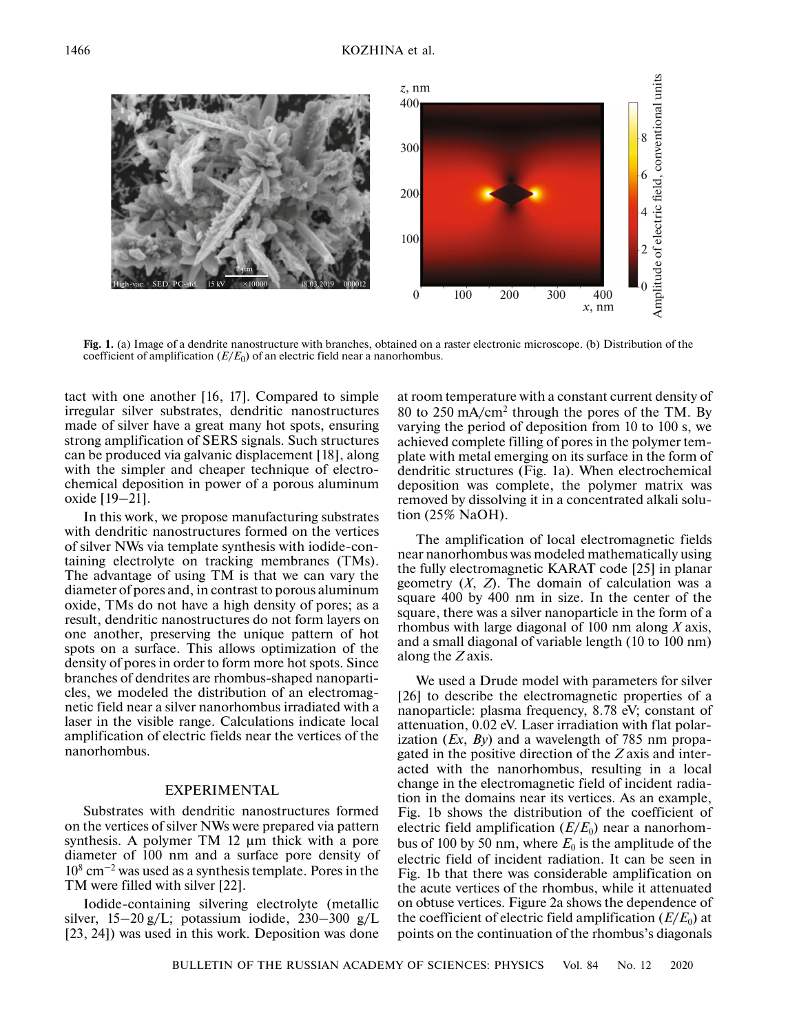**Fig. 1.** (a) Image of a dendrite nanostructure with branches, obtained on a raster electronic microscope. (b) Distribution of the coefficient of amplification ($E/E_0$) of an electric field near a nanorhombus.

tact with one another [16, 17]. Compared to simple irregular silver substrates, dendritic nanostructures made of silver have a great many hot spots, ensuring strong amplification of SERS signals. Such structures can be produced via galvanic displacement [18], along with the simpler and cheaper technique of electrochemical deposition in power of a porous aluminum oxide [19–21].

In this work, we propose manufacturing substrates with dendritic nanostructures formed on the vertices of silver NWs via template synthesis with iodide-containing electrolyte on tracking membranes (TMs). The advantage of using TM is that we can vary the diameter of pores and, in contrast to porous aluminum oxide, TMs do not have a high density of pores; as a result, dendritic nanostructures do not form layers on one another, preserving the unique pattern of hot spots on a surface. This allows optimization of the density of pores in order to form more hot spots. Since branches of dendrites are rhombus-shaped nanoparticles, we modeled the distribution of an electromagnetic field near a silver nanorhombus irradiated with a laser in the visible range. Calculations indicate local amplification of electric fields near the vertices of the nanorhombus.

## EXPERIMENTAL

Substrates with dendritic nanostructures formed on the vertices of silver NWs were prepared via pattern synthesis. A polymer TM 12 μm thick with a pore diameter of 100 nm and a surface pore density of $10^8$ cm$^{-2}$ was used as a synthesis template. Pores in the TM were filled with silver [22].

Iodide-containing silvering electrolyte (metallic silver, 15–20 g/L; potassium iodide, 230–300 g/L [23, 24]) was used in this work. Deposition was done at room temperature with a constant current density of 80 to 250 mA/cm$^2$ through the pores of the TM. By varying the period of deposition from 10 to 100 s, we achieved complete filling of pores in the polymer template with metal emerging on its surface in the form of dendritic structures (Fig. 1a). When electrochemical deposition was complete, the polymer matrix was removed by dissolving it in a concentrated alkali solution (25% NaOH).

The amplification of local electromagnetic fields near nanorhombus was modeled mathematically using the fully electromagnetic KARAT code [25] in planar geometry ($X$, $Z$). The domain of calculation was a square 400 by 400 nm in size. In the center of the square, there was a silver nanoparticle in the form of a rhombus with large diagonal of 100 nm along $X$ axis, and a small diagonal of variable length (10 to 100 nm) along the $Z$ axis.

We used a Drude model with parameters for silver [26] to describe the electromagnetic properties of a nanoparticle: plasma frequency, 8.78 eV; constant of attenuation, 0.02 eV. Laser irradiation with flat polarization ($Ex$, $By$) and a wavelength of 785 nm propagated in the positive direction of the $Z$ axis and interacted with the nanorhombus, resulting in a local change in the electromagnetic field of incident radiation in the domains near its vertices. As an example, Fig. 1b shows the distribution of the coefficient of electric field amplification ($E/E_0$) near a nanorhombus of 100 by 50 nm, where $E_0$ is the amplitude of the electric field of incident radiation. It can be seen in Fig. 1b that there was considerable amplification on the acute vertices of the rhombus, while it attenuated on obtuse vertices. Figure 2a shows the dependence of the coefficient of electric field amplification ($E/E_0$) at points on the continuation of the rhombus's diagonals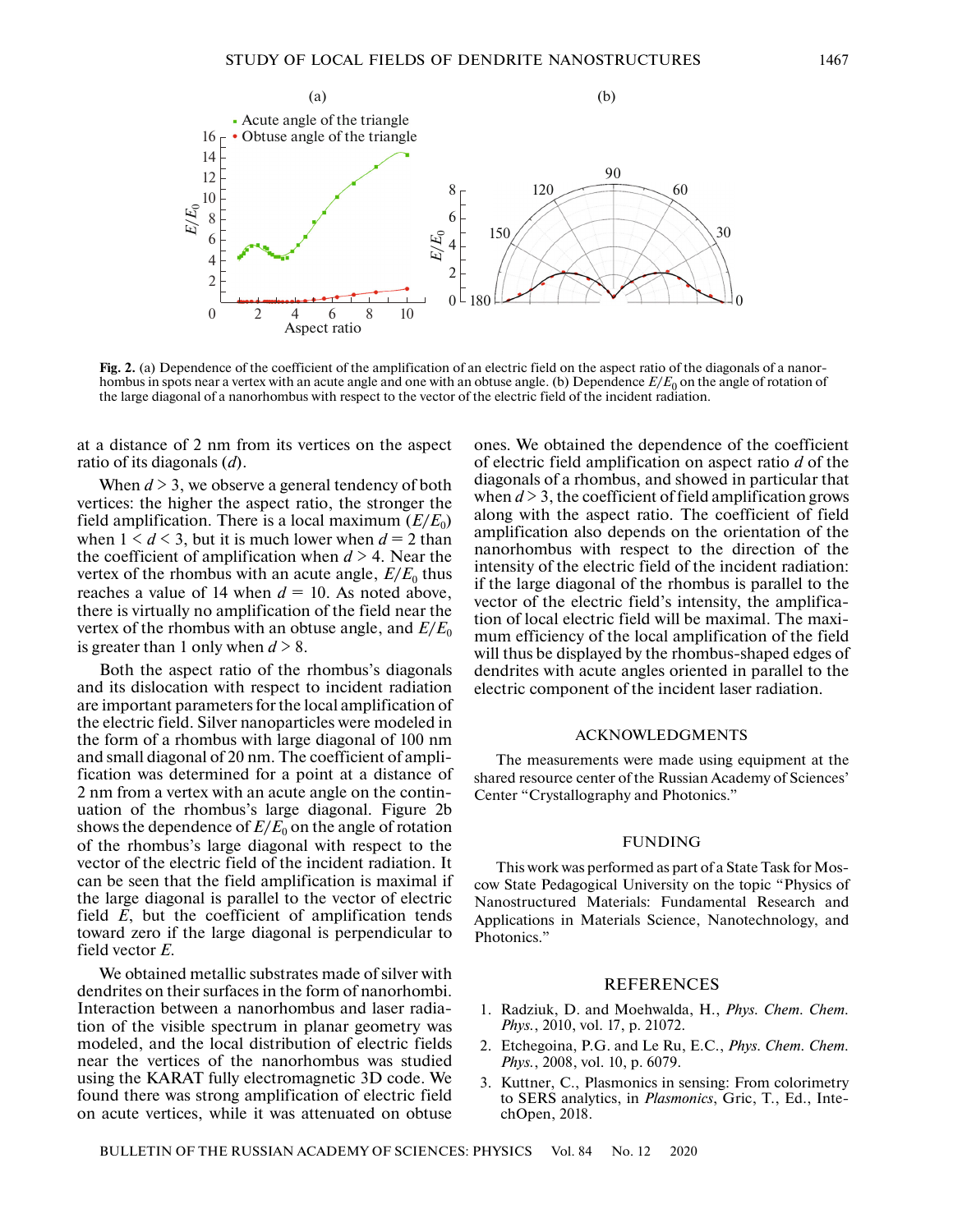Fig. 2. (a) Dependence of the coefficient of the amplification of an electric field on the aspect ratio of the diagonals of a nanorhombus in spots near a vertex with an acute angle and one with an obtuse angle. (b) Dependence $E/E_0$ on the angle of rotation of the large diagonal of a nanorhombus with respect to the vector of the electric field of the incident radiation.

at a distance of 2 nm from its vertices on the aspect ratio of its diagonals ($d$).

When $d > 3$, we observe a general tendency of both vertices: the higher the aspect ratio, the stronger the field amplification. There is a local maximum ($E/E_0$) when $1 < d < 3$, but it is much lower when $d = 2$ than the coefficient of amplification when $d > 4$. Near the vertex of the rhombus with an acute angle, $E/E_0$ thus reaches a value of 14 when $d = 10$. As noted above, there is virtually no amplification of the field near the vertex of the rhombus with an obtuse angle, and $E/E_0$ is greater than 1 only when $d > 8$.

Both the aspect ratio of the rhombus's diagonals and its dislocation with respect to incident radiation are important parameters for the local amplification of the electric field. Silver nanoparticles were modeled in the form of a rhombus with large diagonal of 100 nm and small diagonal of 20 nm. The coefficient of amplification was determined for a point at a distance of 2 nm from a vertex with an acute angle on the continuation of the rhombus's large diagonal. Figure 2b shows the dependence of $E/E_0$ on the angle of rotation of the rhombus's large diagonal with respect to the vector of the electric field of the incident radiation. It can be seen that the field amplification is maximal if the large diagonal is parallel to the vector of electric field $E$, but the coefficient of amplification tends toward zero if the large diagonal is perpendicular to field vector $E$.

We obtained metallic substrates made of silver with dendrites on their surfaces in the form of nanorhombi. Interaction between a nanorhombus and laser radiation of the visible spectrum in planar geometry was modeled, and the local distribution of electric fields near the vertices of the nanorhombus was studied using the KARAT fully electromagnetic 3D code. We found there was strong amplification of electric field on acute vertices, while it was attenuated on obtuse ones. We obtained the dependence of the coefficient of electric field amplification on aspect ratio $d$ of the diagonals of a rhombus, and showed in particular that when $d > 3$, the coefficient of field amplification grows along with the aspect ratio. The coefficient of field amplification also depends on the orientation of the nanorhombus with respect to the direction of the intensity of the electric field of the incident radiation: if the large diagonal of the rhombus is parallel to the vector of the electric field's intensity, the amplification of local electric field will be maximal. The maximum efficiency of the local amplification of the field will thus be displayed by the rhombus-shaped edges of dendrites with acute angles oriented in parallel to the electric component of the incident laser radiation.

## ACKNOWLEDGMENTS

The measurements were made using equipment at the shared resource center of the Russian Academy of Sciences' Center "Crystallography and Photonics."

## FUNDING

This work was performed as part of a State Task for Moscow State Pedagogical University on the topic "Physics of Nanostructured Materials: Fundamental Research and Applications in Materials Science, Nanotechnology, and Photonics."

## REFERENCES

1. Radziuk, D. and Moehwalda, H., *Phys. Chem. Chem. Phys.*, 2010, vol. 17, p. 21072.
2. Etchegoina, P.G. and Le Ru, E.C., *Phys. Chem. Chem. Phys.*, 2008, vol. 10, p. 6079.
3. Kuttner, C., Plasmonics in sensing: From colorimetry to SERS analytics, in *Plasmonics*, Gric, T., Ed., IntechOpen, 2018.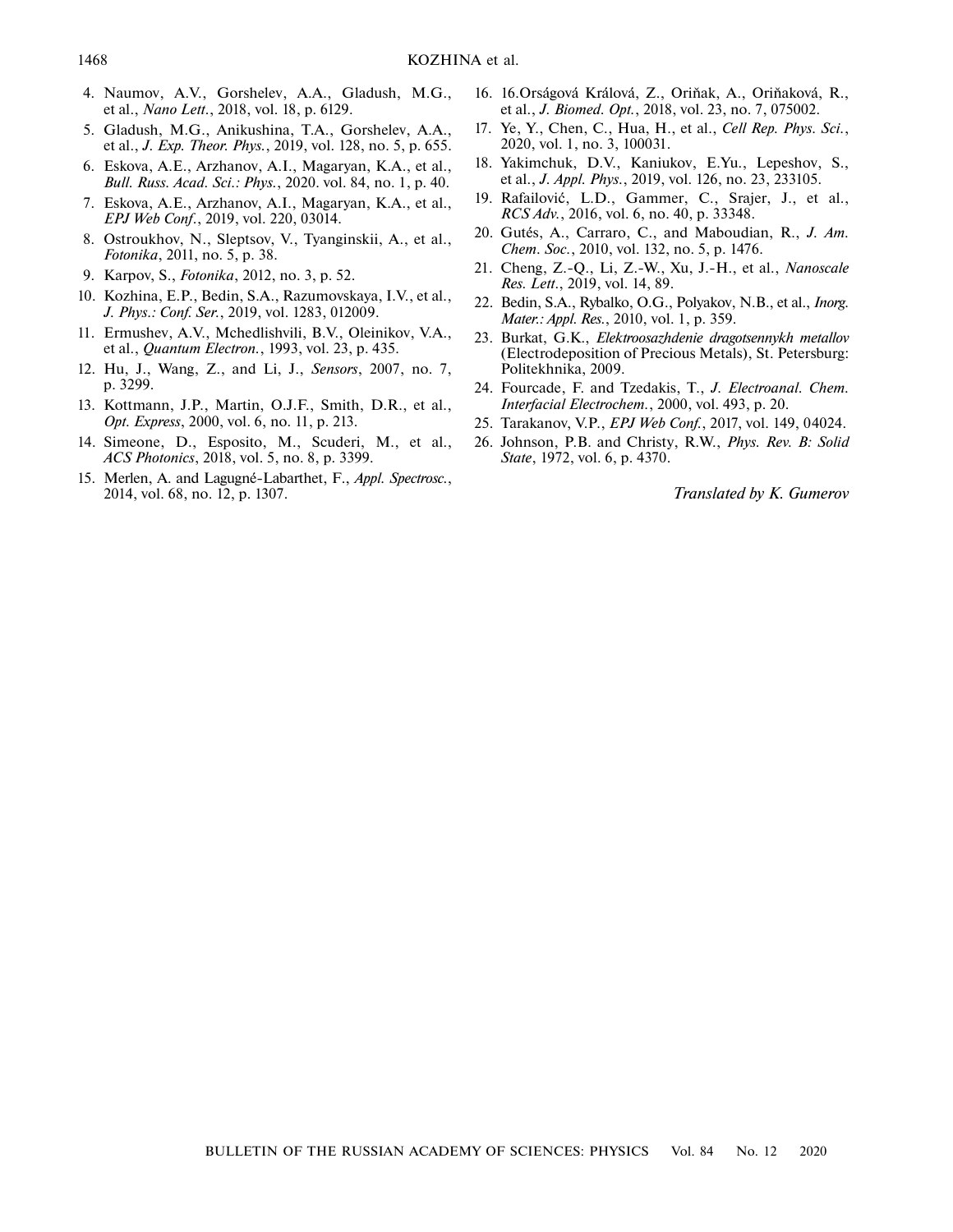4. Naumov, A.V., Gorshelev, A.A., Gladush, M.G., et al., *Nano Lett.*, 2018, vol. 18, p. 6129.
5. Gladush, M.G., Anikushina, T.A., Gorshelev, A.A., et al., *J. Exp. Theor. Phys.*, 2019, vol. 128, no. 5, p. 655.
6. Eskova, A.E., Arzhanov, A.I., Magaryan, K.A., et al., *Bull. Russ. Acad. Sci.: Phys.*, 2020. vol. 84, no. 1, p. 40.
7. Eskova, A.E., Arzhanov, A.I., Magaryan, K.A., et al., *EPJ Web Conf.*, 2019, vol. 220, 03014.
8. Ostroukhov, N., Sleptsov, V., Tyanginskii, A., et al., *Fotonika*, 2011, no. 5, p. 38.
9. Karpov, S., *Fotonika*, 2012, no. 3, p. 52.
10. Kozhina, E.P., Bedin, S.A., Razumovskaya, I.V., et al., *J. Phys.: Conf. Ser.*, 2019, vol. 1283, 012009.
11. Ermushev, A.V., Mchedlishvili, B.V., Oleinikov, V.A., et al., *Quantum Electron.*, 1993, vol. 23, p. 435.
12. Hu, J., Wang, Z., and Li, J., *Sensors*, 2007, no. 7, p. 3299.
13. Kottmann, J.P., Martin, O.J.F., Smith, D.R., et al., *Opt. Express*, 2000, vol. 6, no. 11, p. 213.
14. Simeone, D., Esposito, M., Scuderi, M., et al., *ACS Photonics*, 2018, vol. 5, no. 8, p. 3399.
15. Merlen, A. and Lagugné-Labarthet, F., *Appl. Spectrosc.*, 2014, vol. 68, no. 12, p. 1307.
16. 16.Orságová Králová, Z., Oriňak, A., Oriňaková, R., et al., *J. Biomed. Opt.*, 2018, vol. 23, no. 7, 075002.
17. Ye, Y., Chen, C., Hua, H., et al., *Cell Rep. Phys. Sci.*, 2020, vol. 1, no. 3, 100031.
18. Yakimchuk, D.V., Kaniukov, E.Yu., Lepeshov, S., et al., *J. Appl. Phys.*, 2019, vol. 126, no. 23, 233105.
19. Rafailović, L.D., Gammer, C., Srajer, J., et al., *RCS Adv.*, 2016, vol. 6, no. 40, p. 33348.
20. Gutés, A., Carraro, C., and Maboudian, R., *J. Am. Chem. Soc.*, 2010, vol. 132, no. 5, p. 1476.
21. Cheng, Z.-Q., Li, Z.-W., Xu, J.-H., et al., *Nanoscale Res. Lett.*, 2019, vol. 14, 89.
22. Bedin, S.A., Rybalko, O.G., Polyakov, N.B., et al., *Inorg. Mater.: Appl. Res.*, 2010, vol. 1, p. 359.
23. Burkat, G.K., *Elektroosazhdenie dragotsennykh metallov* (Electrodeposition of Precious Metals), St. Petersburg: Politekhnika, 2009.
24. Fourcade, F. and Tzedakis, T., *J. Electroanal. Chem. Interfacial Electrochem.*, 2000, vol. 493, p. 20.
25. Tarakanov, V.P., *EPJ Web Conf.*, 2017, vol. 149, 04024.
26. Johnson, P.B. and Christy, R.W., *Phys. Rev. B: Solid State*, 1972, vol. 6, p. 4370.

*Translated by K. Gumerov*